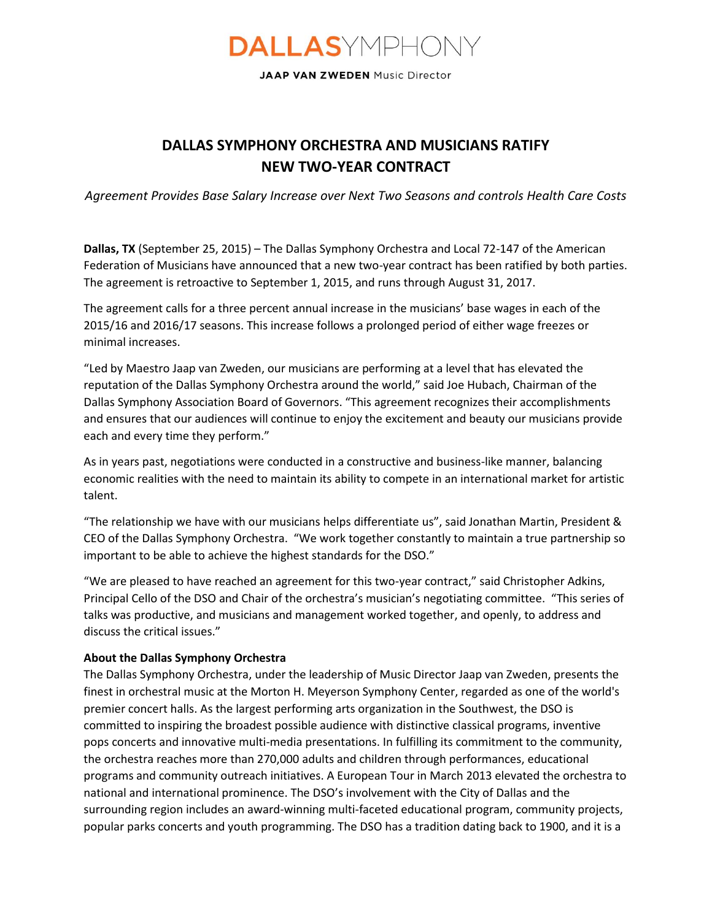DALLASYMPHONY

**JAAP VAN ZWEDEN** Music Director

# DALLAS SYMPHONY ORCHESTRA AND MUSICIANS RATIFY NEW TWO-YEAR CONTRACT

*Agreement Provides Base Salary Increase over Next Two Seasons and controls Health Care Costs*

**Dallas, TX** (September 25, 2015) – The Dallas Symphony Orchestra and Local 72-147 of the American Federation of Musicians have announced that a new two-year contract has been ratified by both parties. The agreement is retroactive to September 1, 2015, and runs through August 31, 2017.

The agreement calls for a three percent annual increase in the musicians' base wages in each of the 2015/16 and 2016/17 seasons. This increase follows a prolonged period of either wage freezes or minimal increases.

"Led by Maestro Jaap van Zweden, our musicians are performing at a level that has elevated the reputation of the Dallas Symphony Orchestra around the world," said Joe Hubach, Chairman of the Dallas Symphony Association Board of Governors. "This agreement recognizes their accomplishments and ensures that our audiences will continue to enjoy the excitement and beauty our musicians provide each and every time they perform."

As in years past, negotiations were conducted in a constructive and business-like manner, balancing economic realities with the need to maintain its ability to compete in an international market for artistic talent.

"The relationship we have with our musicians helps differentiate us", said Jonathan Martin, President & CEO of the Dallas Symphony Orchestra. "We work together constantly to maintain a true partnership so important to be able to achieve the highest standards for the DSO."

"We are pleased to have reached an agreement for this two-year contract," said Christopher Adkins, Principal Cello of the DSO and Chair of the orchestra's musician's negotiating committee. "This series of talks was productive, and musicians and management worked together, and openly, to address and discuss the critical issues."

**About the Dallas Symphony Orchestra**

The Dallas Symphony Orchestra, under the leadership of Music Director Jaap van Zweden, presents the finest in orchestral music at the Morton H. Meyerson Symphony Center, regarded as one of the world's premier concert halls. As the largest performing arts organization in the Southwest, the DSO is committed to inspiring the broadest possible audience with distinctive classical programs, inventive pops concerts and innovative multi-media presentations. In fulfilling its commitment to the community, the orchestra reaches more than 270,000 adults and children through performances, educational programs and community outreach initiatives. A European Tour in March 2013 elevated the orchestra to national and international prominence. The DSO's involvement with the City of Dallas and the surrounding region includes an award-winning multi-faceted educational program, community projects, popular parks concerts and youth programming. The DSO has a tradition dating back to 1900, and it is a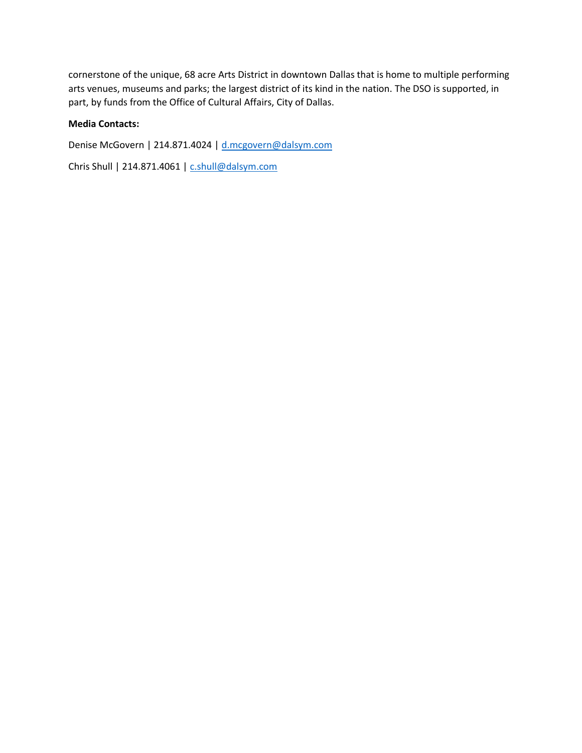cornerstone of the unique, 68 acre Arts District in downtown Dallas that is home to multiple performing arts venues, museums and parks; the largest district of its kind in the nation. The DSO is supported, in part, by funds from the Office of Cultural Affairs, City of Dallas.

**Media Contacts:**

Denise McGovern | 214.871.4024 | d.mcgovern@dalsym.com

Chris Shull | 214.871.4061 | c.shull@dalsym.com